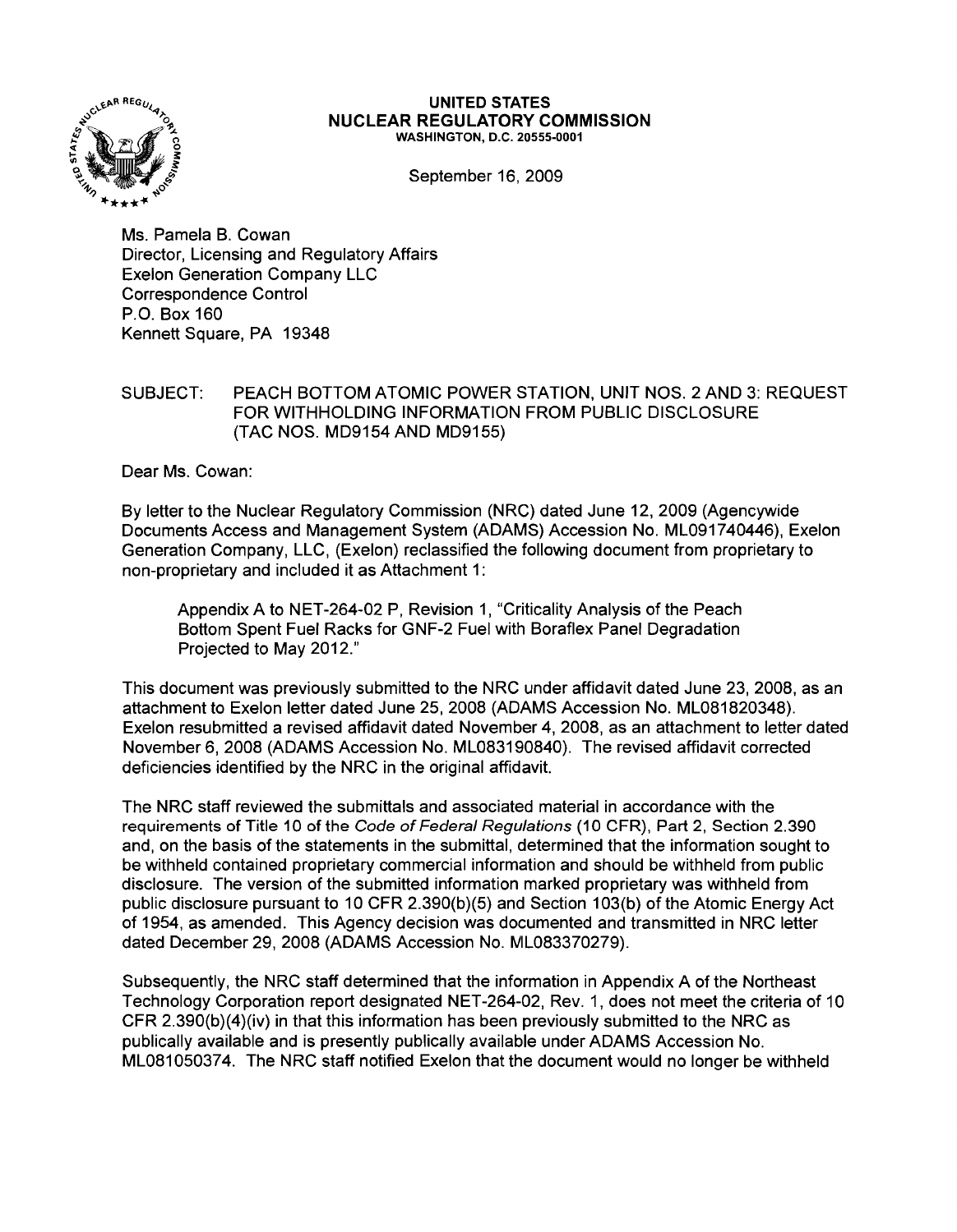**UNITED STATES**
**NUCLEAR REGULATORY COMMISSION**
WASHINGTON, D.C. 20555-0001

September 16, 2009

Ms. Pamela B. Cowan
Director, Licensing and Regulatory Affairs
Exelon Generation Company LLC
Correspondence Control
P.O. Box 160
Kennett Square, PA 19348

SUBJECT: PEACH BOTTOM ATOMIC POWER STATION, UNIT NOS. 2 AND 3: REQUEST FOR WITHHOLDING INFORMATION FROM PUBLIC DISCLOSURE (TAC NOS. MD9154 AND MD9155)

Dear Ms. Cowan:

By letter to the Nuclear Regulatory Commission (NRC) dated June 12, 2009 (Agencywide Documents Access and Management System (ADAMS) Accession No. ML091740446), Exelon Generation Company, LLC, (Exelon) reclassified the following document from proprietary to non-proprietary and included it as Attachment 1:

> Appendix A to NET-264-02 P, Revision 1, "Criticality Analysis of the Peach Bottom Spent Fuel Racks for GNF-2 Fuel with Boraflex Panel Degradation Projected to May 2012."

This document was previously submitted to the NRC under affidavit dated June 23, 2008, as an attachment to Exelon letter dated June 25, 2008 (ADAMS Accession No. ML081820348). Exelon resubmitted a revised affidavit dated November 4, 2008, as an attachment to letter dated November 6, 2008 (ADAMS Accession No. ML083190840). The revised affidavit corrected deficiencies identified by the NRC in the original affidavit.

The NRC staff reviewed the submittals and associated material in accordance with the requirements of Title 10 of the *Code of Federal Regulations* (10 CFR), Part 2, Section 2.390 and, on the basis of the statements in the submittal, determined that the information sought to be withheld contained proprietary commercial information and should be withheld from public disclosure. The version of the submitted information marked proprietary was withheld from public disclosure pursuant to 10 CFR 2.390(b)(5) and Section 103(b) of the Atomic Energy Act of 1954, as amended. This Agency decision was documented and transmitted in NRC letter dated December 29, 2008 (ADAMS Accession No. ML083370279).

Subsequently, the NRC staff determined that the information in Appendix A of the Northeast Technology Corporation report designated NET-264-02, Rev. 1, does not meet the criteria of 10 CFR 2.390(b)(4)(iv) in that this information has been previously submitted to the NRC as publically available and is presently publically available under ADAMS Accession No. ML081050374. The NRC staff notified Exelon that the document would no longer be withheld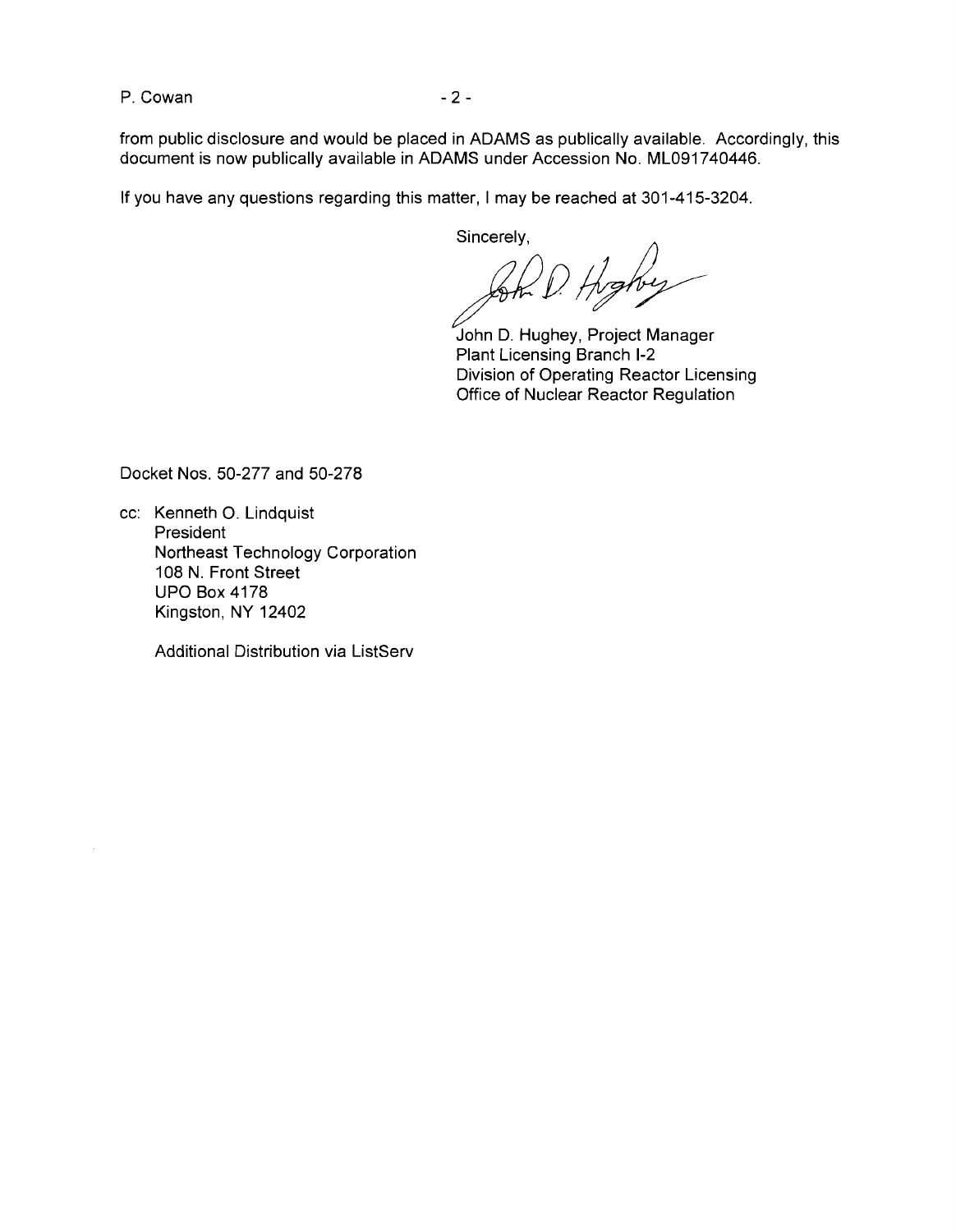from public disclosure and would be placed in ADAMS as publically available. Accordingly, this document is now publically available in ADAMS under Accession No. ML091740446.

If you have any questions regarding this matter, I may be reached at 301-415-3204.

Sincerely,

John D. Hughey, Project Manager
Plant Licensing Branch I-2
Division of Operating Reactor Licensing
Office of Nuclear Reactor Regulation

Docket Nos. 50-277 and 50-278

cc: Kenneth O. Lindquist
President
Northeast Technology Corporation
108 N. Front Street
UPO Box 4178
Kingston, NY 12402

Additional Distribution via ListServ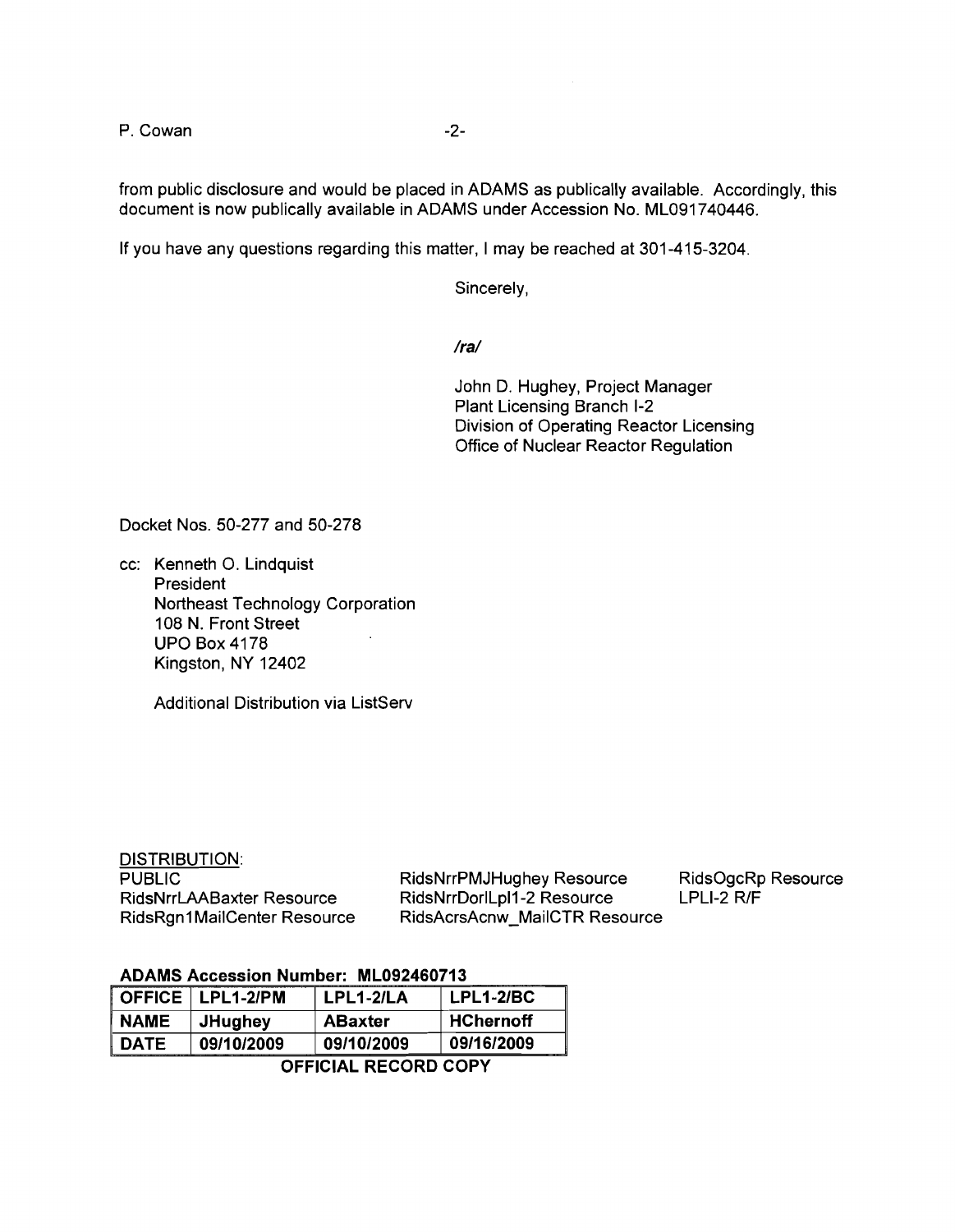from public disclosure and would be placed in ADAMS as publically available. Accordingly, this document is now publically available in ADAMS under Accession No. ML091740446.

If you have any questions regarding this matter, I may be reached at 301-415-3204.

Sincerely,

*/ra/*

John D. Hughey, Project Manager
Plant Licensing Branch I-2
Division of Operating Reactor Licensing
Office of Nuclear Reactor Regulation

Docket Nos. 50-277 and 50-278

cc: Kenneth O. Lindquist
President
Northeast Technology Corporation
108 N. Front Street
UPO Box 4178
Kingston, NY 12402

Additional Distribution via ListServ

DISTRIBUTION:
PUBLIC
RidsNrrLAABaxter Resource
RidsRgn1MailCenter Resource
RidsNrrPMJHughey Resource
RidsNrrDorlLpl1-2 Resource
RidsAcrsAcnw_MailCTR Resource
RidsOgcRp Resource
LPLI-2 R/F

**ADAMS Accession Number: ML092460713**

| OFFICE | LPL1-2/PM | LPL1-2/LA | LPL1-2/BC |
|---|---|---|---|
| NAME | JHughey | ABaxter | HChernoff |
| DATE | 09/10/2009 | 09/10/2009 | 09/16/2009 |

**OFFICIAL RECORD COPY**